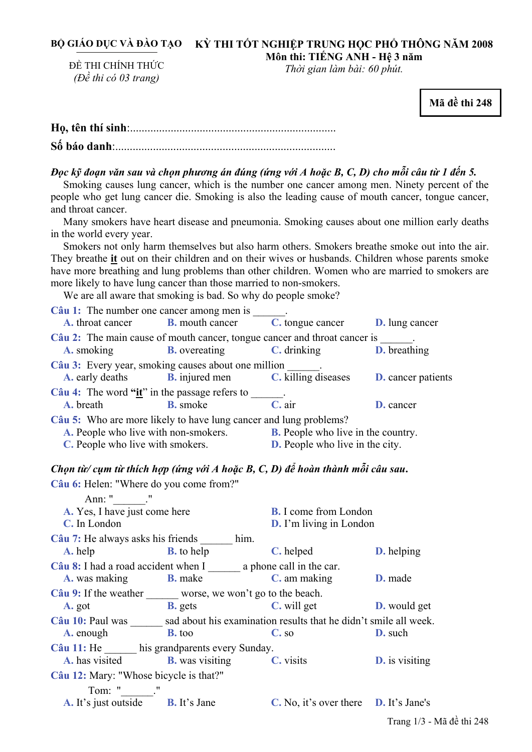**BỘ GIÁO DỤC VÀ ĐÀO TẠO**

ĐỀ THI CHÍNH THỨC
*(Đề thi có 03 trang)*

**KỲ THI TỐT NGHIỆP TRUNG HỌC PHỔ THÔNG NĂM 2008**
**Môn thi: TIẾNG ANH - Hệ 3 năm**
*Thời gian làm bài: 60 phút.*

**Mã đề thi 248**

**Họ, tên thí sinh**:.......................................................................

**Số báo danh**:...........................................................................

***Đọc kỹ đoạn văn sau và chọn phương án đúng (ứng với A hoặc B, C, D) cho mỗi câu từ 1 đến 5.***

Smoking causes lung cancer, which is the number one cancer among men. Ninety percent of the people who get lung cancer die. Smoking is also the leading cause of mouth cancer, tongue cancer, and throat cancer.

Many smokers have heart disease and pneumonia. Smoking causes about one million early deaths in the world every year.

Smokers not only harm themselves but also harm others. Smokers breathe smoke out into the air. They breathe **it** out on their children and on their wives or husbands. Children whose parents smoke have more breathing and lung problems than other children. Women who are married to smokers are more likely to have lung cancer than those married to non-smokers.

We are all aware that smoking is bad. So why do people smoke?

**Câu 1:** The number one cancer among men is ______.
**A.** throat cancer **B.** mouth cancer **C.** tongue cancer **D.** lung cancer

**Câu 2:** The main cause of mouth cancer, tongue cancer and throat cancer is ______.
**A.** smoking **B.** overeating **C.** drinking **D.** breathing

**Câu 3:** Every year, smoking causes about one million ______.
**A.** early deaths **B.** injured men **C.** killing diseases **D.** cancer patients

**Câu 4:** The word **"it"** in the passage refers to ______.
**A.** breath **B.** smoke **C.** air **D.** cancer

**Câu 5:** Who are more likely to have lung cancer and lung problems?
**A.** People who live with non-smokers. **B.** People who live in the country.
**C.** People who live with smokers. **D.** People who live in the city.

***Chọn từ/ cụm từ thích hợp (ứng với A hoặc B, C, D) để hoàn thành mỗi câu sau.***

**Câu 6:** Helen: "Where do you come from?"
Ann: "______."
**A.** Yes, I have just come here **B.** I come from London
**C.** In London **D.** I'm living in London

**Câu 7:** He always asks his friends ______ him.
**A.** help **B.** to help **C.** helped **D.** helping

**Câu 8:** I had a road accident when I ______ a phone call in the car.
**A.** was making **B.** make **C.** am making **D.** made

**Câu 9:** If the weather ______ worse, we won't go to the beach.
**A.** got **B.** gets **C.** will get **D.** would get

**Câu 10:** Paul was ______ sad about his examination results that he didn't smile all week.
**A.** enough **B.** too **C.** so **D.** such

**Câu 11:** He ______ his grandparents every Sunday.
**A.** has visited **B.** was visiting **C.** visits **D.** is visiting

**Câu 12:** Mary: "Whose bicycle is that?"
Tom: "______."
**A.** It's just outside **B.** It's Jane **C.** No, it's over there **D.** It's Jane's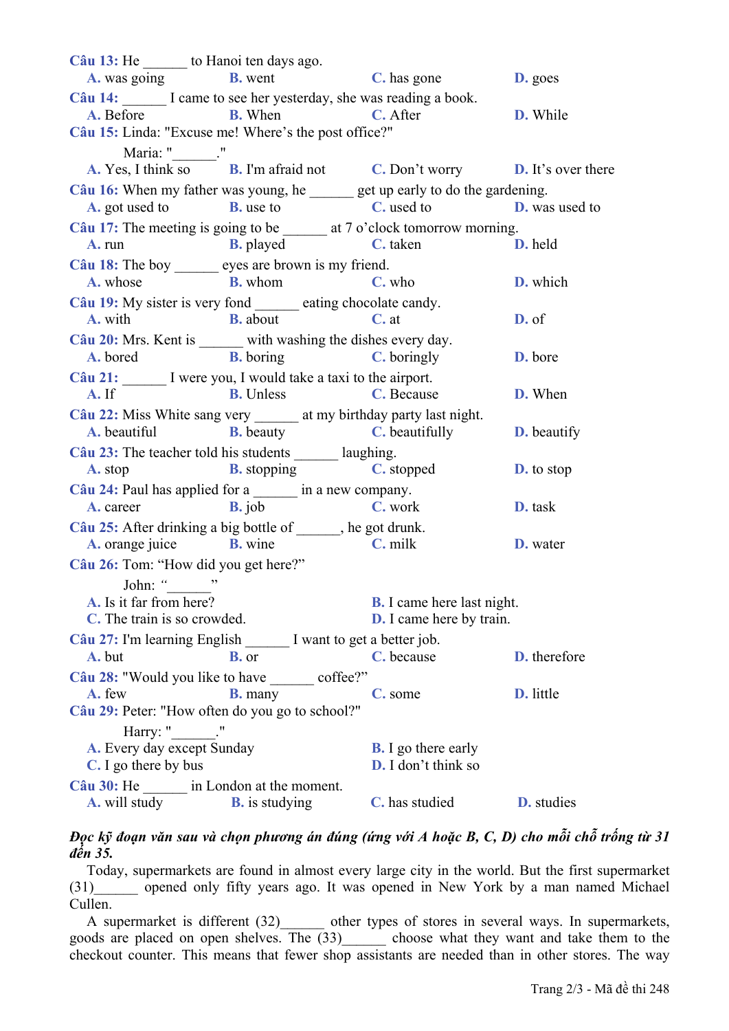**Câu 13:** He ______ to Hanoi ten days ago.
A. was going B. went C. has gone D. goes

**Câu 14:** ______ I came to see her yesterday, she was reading a book.
A. Before B. When C. After D. While

**Câu 15:** Linda: "Excuse me! Where's the post office?"
Maria: "______."
A. Yes, I think so B. I'm afraid not C. Don't worry D. It's over there

**Câu 16:** When my father was young, he ______ get up early to do the gardening.
A. got used to B. use to C. used to D. was used to

**Câu 17:** The meeting is going to be ______ at 7 o'clock tomorrow morning.
A. run B. played C. taken D. held

**Câu 18:** The boy ______ eyes are brown is my friend.
A. whose B. whom C. who D. which

**Câu 19:** My sister is very fond ______ eating chocolate candy.
A. with B. about C. at D. of

**Câu 20:** Mrs. Kent is ______ with washing the dishes every day.
A. bored B. boring C. boringly D. bore

**Câu 21:** ______ I were you, I would take a taxi to the airport.
A. If B. Unless C. Because D. When

**Câu 22:** Miss White sang very ______ at my birthday party last night.
A. beautiful B. beauty C. beautifully D. beautify

**Câu 23:** The teacher told his students ______ laughing.
A. stop B. stopping C. stopped D. to stop

**Câu 24:** Paul has applied for a ______ in a new company.
A. career B. job C. work D. task

**Câu 25:** After drinking a big bottle of ______, he got drunk.
A. orange juice B. wine C. milk D. water

**Câu 26:** Tom: "How did you get here?"
John: "______"
A. Is it far from here?
B. I came here last night.
C. The train is so crowded.
D. I came here by train.

**Câu 27:** I'm learning English ______ I want to get a better job.
A. but B. or C. because D. therefore

**Câu 28:** "Would you like to have ______ coffee?"
A. few B. many C. some D. little

**Câu 29:** Peter: "How often do you go to school?"
Harry: "______."
A. Every day except Sunday
B. I go there early
C. I go there by bus
D. I don't think so

**Câu 30:** He ______ in London at the moment.
A. will study B. is studying C. has studied D. studies

***Đọc kỹ đoạn văn sau và chọn phương án đúng (ứng với A hoặc B, C, D) cho mỗi chỗ trống từ 31 đến 35.***

Today, supermarkets are found in almost every large city in the world. But the first supermarket (31)______ opened only fifty years ago. It was opened in New York by a man named Michael Cullen.

A supermarket is different (32)______ other types of stores in several ways. In supermarkets, goods are placed on open shelves. The (33)______ choose what they want and take them to the checkout counter. This means that fewer shop assistants are needed than in other stores. The way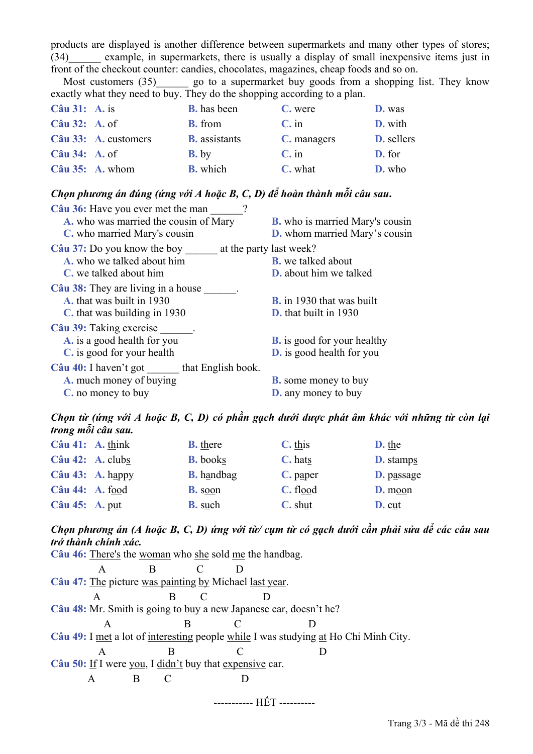products are displayed is another difference between supermarkets and many other types of stores; (34)______ example, in supermarkets, there is usually a display of small inexpensive items just in front of the checkout counter: candies, chocolates, magazines, cheap foods and so on.

Most customers (35)______ go to a supermarket buy goods from a shopping list. They know exactly what they need to buy. They do the shopping according to a plan.

**Câu 31:** A. is B. has been C. were D. was

**Câu 32:** A. of B. from C. in D. with

**Câu 33:** A. customers B. assistants C. managers D. sellers

**Câu 34:** A. of B. by C. in D. for

**Câu 35:** A. whom B. which C. what D. who

***Chọn phương án đúng (ứng với A hoặc B, C, D) để hoàn thành mỗi câu sau.***

**Câu 36:** Have you ever met the man ______?

A. who was married the cousin of Mary
B. who is married Mary's cousin
C. who married Mary's cousin
D. whom married Mary's cousin

**Câu 37:** Do you know the boy ______ at the party last week?

A. who we talked about him
B. we talked about
C. we talked about him
D. about him we talked

**Câu 38:** They are living in a house ______.

A. that was built in 1930
B. in 1930 that was built
C. that was building in 1930
D. that built in 1930

**Câu 39:** Taking exercise ______.

A. is a good health for you
B. is good for your healthy
C. is good for your health
D. is good health for you

**Câu 40:** I haven't got ______ that English book.

A. much money of buying
B. some money to buy
C. no money to buy
D. any money to buy

***Chọn từ (ứng với A hoặc B, C, D) có phần gạch dưới được phát âm khác với những từ còn lại trong mỗi câu sau.***

**Câu 41:** A. <u>th</u>ink B. <u>th</u>ere C. <u>th</u>is D. <u>th</u>e

**Câu 42:** A. club<u>s</u> B. book<u>s</u> C. hat<u>s</u> D. stamp<u>s</u>

**Câu 43:** A. h<u>a</u>ppy B. h<u>a</u>ndbag C. p<u>a</u>per D. p<u>a</u>ssage

**Câu 44:** A. f<u>oo</u>d B. s<u>oo</u>n C. fl<u>oo</u>d D. m<u>oo</u>n

**Câu 45:** A. p<u>u</u>t B. s<u>u</u>ch C. sh<u>u</u>t D. c<u>u</u>t

***Chọn phương án (A hoặc B, C, D) ứng với từ/ cụm từ có gạch dưới cần phải sửa để các câu sau trở thành chính xác.***

**Câu 46:** <u>There's</u> (A) the <u>woman</u> (B) who <u>she</u> (C) sold <u>me</u> (D) the handbag.

**Câu 47:** <u>The</u> (A) picture <u>was painting</u> (B) <u>by</u> (C) Michael <u>last year</u> (D).

**Câu 48:** <u>Mr. Smith</u> (A) is going <u>to buy</u> (B) a <u>new Japanese</u> (C) car, <u>doesn't he</u> (D)?

**Câu 49:** I <u>met</u> (A) a lot of <u>interesting</u> (B) people <u>while</u> (C) I was studying <u>at</u> (D) Ho Chi Minh City.

**Câu 50:** <u>If</u> (A) I were <u>you</u> (B), I <u>didn't</u> (C) buy that <u>expensive</u> (D) car.

----------- HẾT ----------